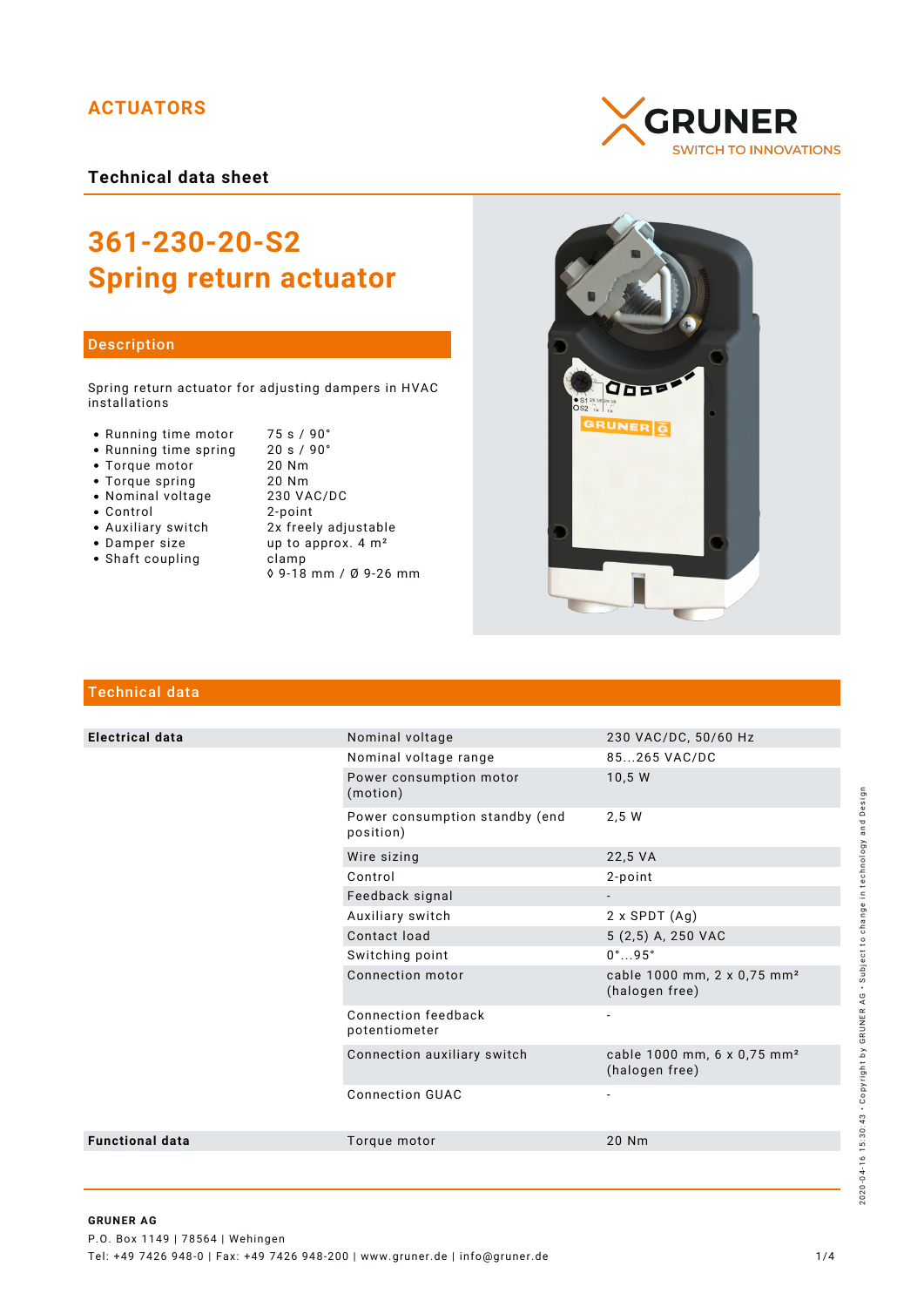ACTUATORS

GRUNER
SWITCH TO INNOVATIONS

**Technical data sheet**

# 361-230-20-S2
# Spring return actuator

## Description

Spring return actuator for adjusting dampers in HVAC installations

| | |
|---|---|
| • Running time motor | 75 s / 90° |
| • Running time spring | 20 s / 90° |
| • Torque motor | 20 Nm |
| • Torque spring | 20 Nm |
| • Nominal voltage | 230 VAC/DC |
| • Control | 2-point |
| • Auxiliary switch | 2x freely adjustable |
| • Damper size | up to approx. 4 m² |
| • Shaft coupling | clamp<br>◊ 9-18 mm / Ø 9-26 mm |

## Technical data

| | | |
|---|---|---|
| **Electrical data** | Nominal voltage | 230 VAC/DC, 50/60 Hz |
| | Nominal voltage range | 85...265 VAC/DC |
| | Power consumption motor (motion) | 10,5 W |
| | Power consumption standby (end position) | 2,5 W |
| | Wire sizing | 22,5 VA |
| | Control | 2-point |
| | Feedback signal | - |
| | Auxiliary switch | 2 x SPDT (Ag) |
| | Contact load | 5 (2,5) A, 250 VAC |
| | Switching point | 0°...95° |
| | Connection motor | cable 1000 mm, 2 x 0,75 mm² (halogen free) |
| | Connection feedback potentiometer | - |
| | Connection auxiliary switch | cable 1000 mm, 6 x 0,75 mm² (halogen free) |
| | Connection GUAC | - |
| **Functional data** | Torque motor | 20 Nm |

**GRUNER AG**
P.O. Box 1149 | 78564 | Wehingen
Tel: +49 7426 948-0 | Fax: +49 7426 948-200 | www.gruner.de | info@gruner.de

2020-04-16 15:30:43 · Copyright by GRUNER AG · Subject to change in technology and Design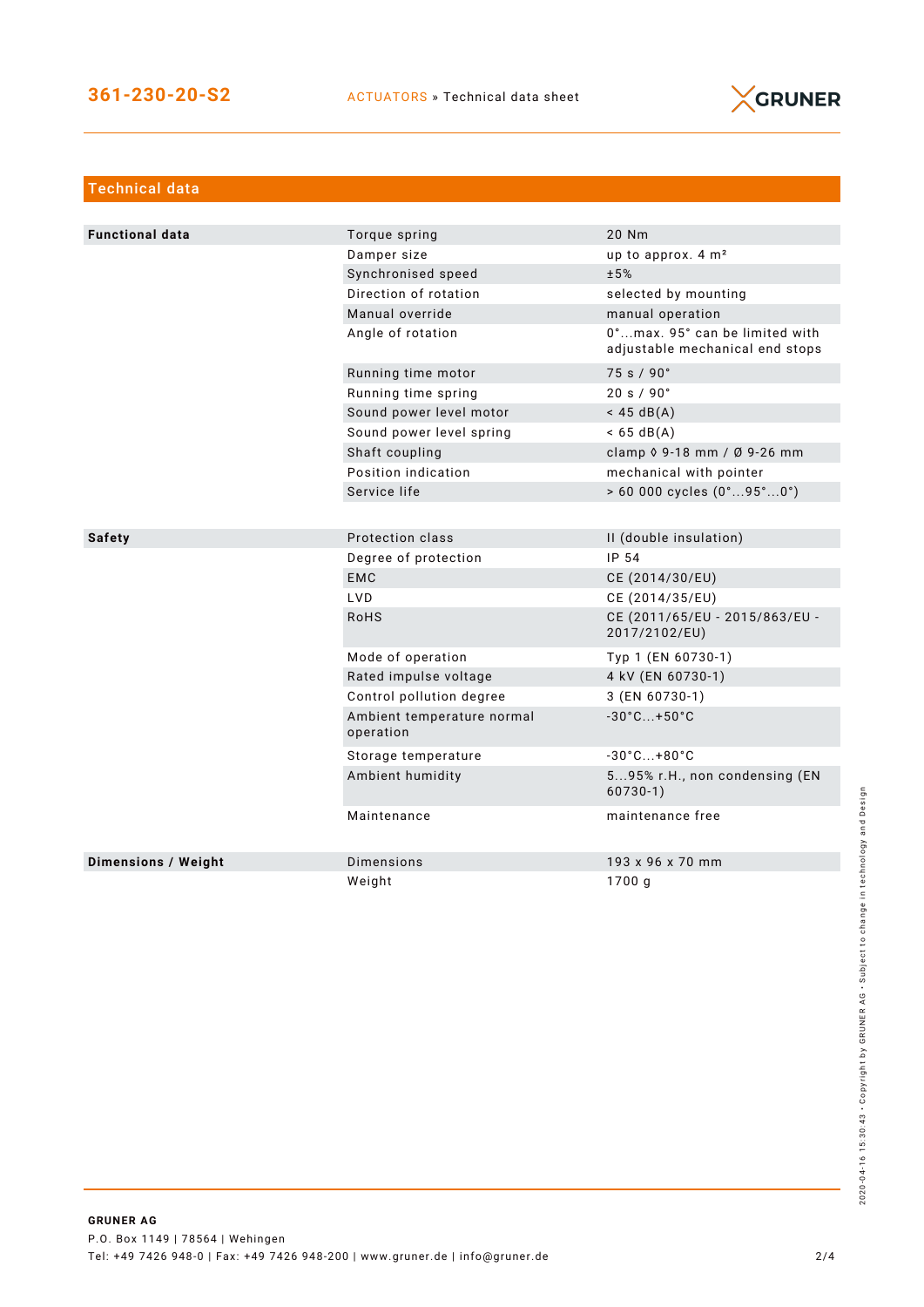## Technical data

| | | |
|---|---|---|
| **Functional data** | Torque spring | 20 Nm |
| | Damper size | up to approx. 4 m² |
| | Synchronised speed | ±5% |
| | Direction of rotation | selected by mounting |
| | Manual override | manual operation |
| | Angle of rotation | 0°...max. 95° can be limited with adjustable mechanical end stops |
| | Running time motor | 75 s / 90° |
| | Running time spring | 20 s / 90° |
| | Sound power level motor | < 45 dB(A) |
| | Sound power level spring | < 65 dB(A) |
| | Shaft coupling | clamp ◊ 9-18 mm / Ø 9-26 mm |
| | Position indication | mechanical with pointer |
| | Service life | > 60 000 cycles (0°...95°...0°) |
| **Safety** | Protection class | II (double insulation) |
| | Degree of protection | IP 54 |
| | EMC | CE (2014/30/EU) |
| | LVD | CE (2014/35/EU) |
| | RoHS | CE (2011/65/EU - 2015/863/EU - 2017/2102/EU) |
| | Mode of operation | Typ 1 (EN 60730-1) |
| | Rated impulse voltage | 4 kV (EN 60730-1) |
| | Control pollution degree | 3 (EN 60730-1) |
| | Ambient temperature normal operation | -30°C...+50°C |
| | Storage temperature | -30°C...+80°C |
| | Ambient humidity | 5...95% r.H., non condensing (EN 60730-1) |
| | Maintenance | maintenance free |
| **Dimensions / Weight** | Dimensions | 193 x 96 x 70 mm |
| | Weight | 1700 g |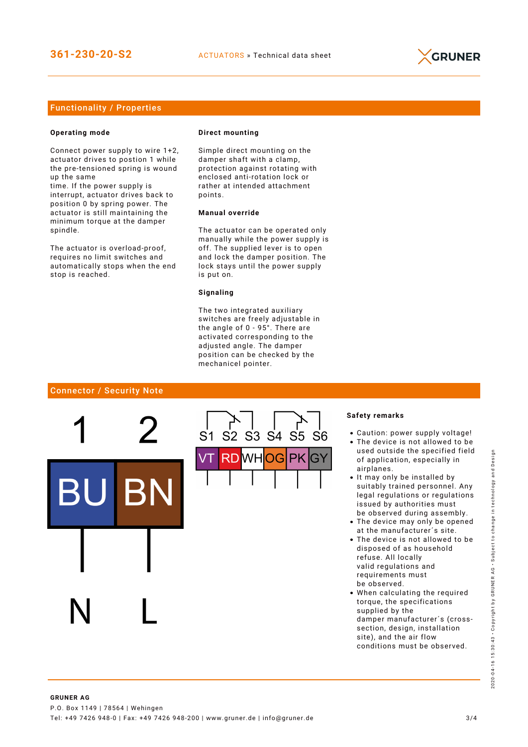## Functionality / Properties

### Operating mode

Connect power supply to wire 1+2, actuator drives to postion 1 while the pre-tensioned spring is wound up the same time. If the power supply is interrupt, actuator drives back to position 0 by spring power. The actuator is still maintaining the minimum torque at the damper spindle.

The actuator is overload-proof, requires no limit switches and automatically stops when the end stop is reached.

### Direct mounting

Simple direct mounting on the damper shaft with a clamp, protection against rotating with enclosed anti-rotation lock or rather at intended attachment points.

### Manual override

The actuator can be operated only manually while the power supply is off. The supplied lever is to open and lock the damper position. The lock stays until the power supply is put on.

### Signaling

The two integrated auxiliary switches are freely adjustable in the angle of 0 - 95°. There are activated corresponding to the adjusted angle. The damper position can be checked by the mechanicel pointer.

## Connector / Security Note

| 1 | 2 |
|---|---|
| BU | BN |
| N | L |

| S1 | S2 | S3 | S4 | S5 | S6 |
|---|---|---|---|---|---|
| VT | RD | WH | OG | PK | GY |

### Safety remarks

- Caution: power supply voltage!
- The device is not allowed to be used outside the specified field of application, especially in airplanes.
- It may only be installed by suitably trained personnel. Any legal regulations or regulations issued by authorities must be observed during assembly.
- The device may only be opened at the manufacturer´s site.
- The device is not allowed to be disposed of as household refuse. All locally valid regulations and requirements must be observed.
- When calculating the required torque, the specifications supplied by the damper manufacturer´s (cross-section, design, installation site), and the air flow conditions must be observed.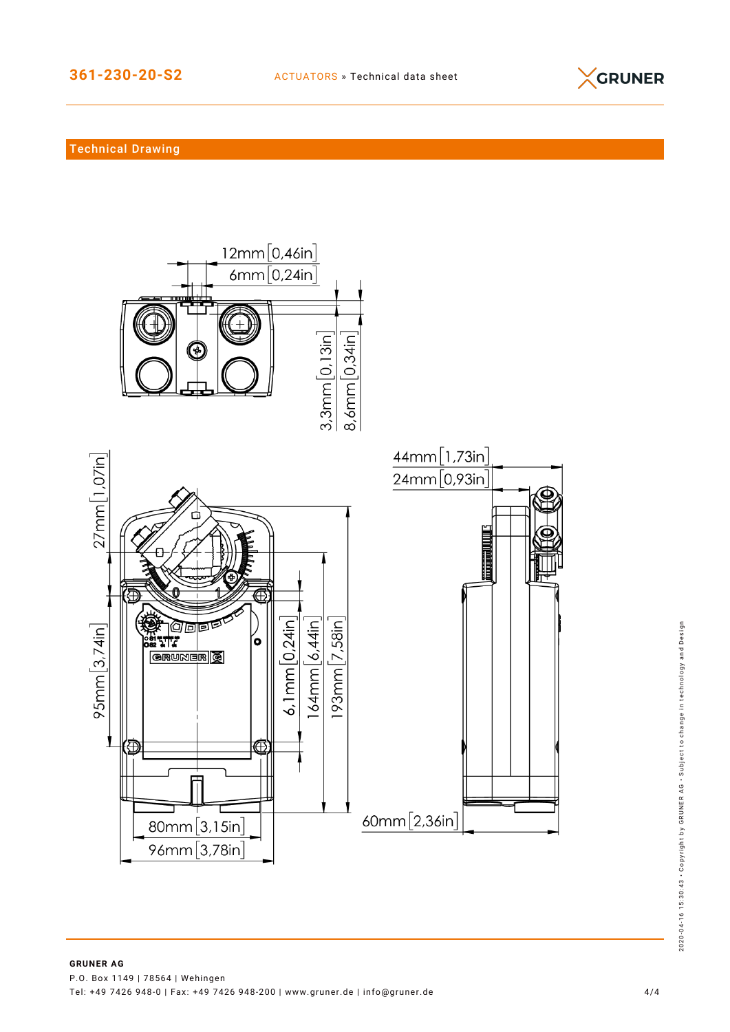## Technical Drawing

12mm [0,46in]

6mm [0,24in]

3,3mm [0,13in]

8,6mm [0,34in]

27mm [1,07in]

95mm [3,74in]

6,1mm [0,24in]

164mm [6,44in]

193mm [7,58in]

80mm [3,15in]

96mm [3,78in]

44mm [1,73in]

24mm [0,93in]

60mm [2,36in]

**GRUNER AG**
P.O. Box 1149 | 78564 | Wehingen
Tel: +49 7426 948-0 | Fax: +49 7426 948-200 | www.gruner.de | info@gruner.de